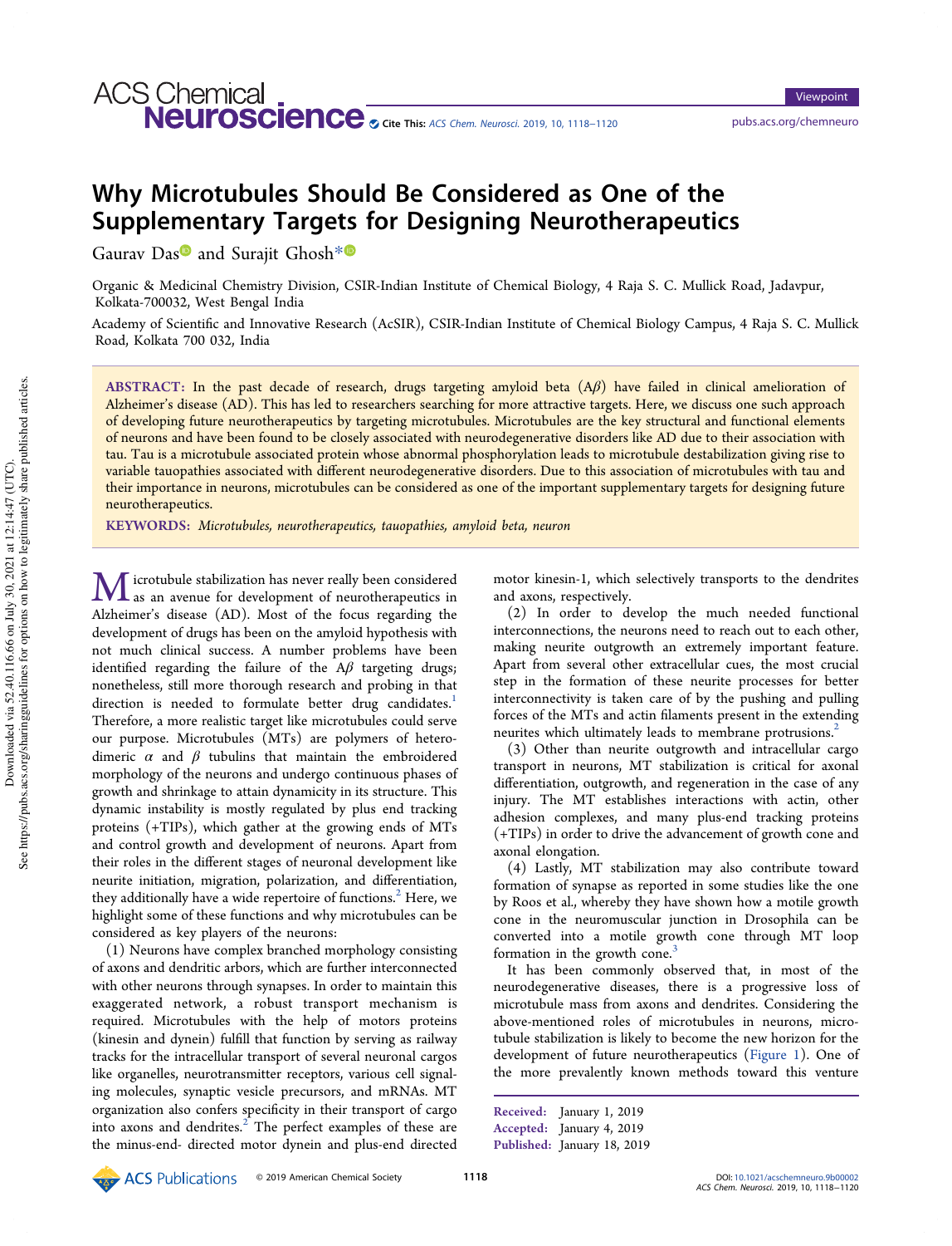# Why Microtubules Should Be Considered as One of the Supplementary Targets for Designing Neurotherapeutics

Gaurav Das and Surajit Ghosh*

Organic & Medicinal Chemistry Division, CSIR-Indian Institute of Chemical Biology, 4 Raja S. C. Mullick Road, Jadavpur, Kolkata-700032, West Bengal India

Academy of Scientific and Innovative Research (AcSIR), CSIR-Indian Institute of Chemical Biology Campus, 4 Raja S. C. Mullick Road, Kolkata 700 032, India

**ABSTRACT:** In the past decade of research, drugs targeting amyloid beta (A$\beta$) have failed in clinical amelioration of Alzheimer's disease (AD). This has led to researchers searching for more attractive targets. Here, we discuss one such approach of developing future neurotherapeutics by targeting microtubules. Microtubules are the key structural and functional elements of neurons and have been found to be closely associated with neurodegenerative disorders like AD due to their association with tau. Tau is a microtubule associated protein whose abnormal phosphorylation leads to microtubule destabilization giving rise to variable tauopathies associated with different neurodegenerative disorders. Due to this association of microtubules with tau and their importance in neurons, microtubules can be considered as one of the important supplementary targets for designing future neurotherapeutics.

**KEYWORDS:** *Microtubules, neurotherapeutics, tauopathies, amyloid beta, neuron*

Microtubule stabilization has never really been considered as an avenue for development of neurotherapeutics in Alzheimer's disease (AD). Most of the focus regarding the development of drugs has been on the amyloid hypothesis with not much clinical success. A number problems have been identified regarding the failure of the A$\beta$ targeting drugs; nonetheless, still more thorough research and probing in that direction is needed to formulate better drug candidates.[1] Therefore, a more realistic target like microtubules could serve our purpose. Microtubules (MTs) are polymers of heterodimeric $\alpha$ and $\beta$ tubulins that maintain the embroidered morphology of the neurons and undergo continuous phases of growth and shrinkage to attain dynamicity in its structure. This dynamic instability is mostly regulated by plus end tracking proteins (+TIPs), which gather at the growing ends of MTs and control growth and development of neurons. Apart from their roles in the different stages of neuronal development like neurite initiation, migration, polarization, and differentiation, they additionally have a wide repertoire of functions.[2] Here, we highlight some of these functions and why microtubules can be considered as key players of the neurons:

(1) Neurons have complex branched morphology consisting of axons and dendritic arbors, which are further interconnected with other neurons through synapses. In order to maintain this exaggerated network, a robust transport mechanism is required. Microtubules with the help of motors proteins (kinesin and dynein) fulfill that function by serving as railway tracks for the intracellular transport of several neuronal cargos like organelles, neurotransmitter receptors, various cell signaling molecules, synaptic vesicle precursors, and mRNAs. MT organization also confers specificity in their transport of cargo into axons and dendrites.[2] The perfect examples of these are the minus-end- directed motor dynein and plus-end directed motor kinesin-1, which selectively transports to the dendrites and axons, respectively.

(2) In order to develop the much needed functional interconnections, the neurons need to reach out to each other, making neurite outgrowth an extremely important feature. Apart from several other extracellular cues, the most crucial step in the formation of these neurite processes for better interconnectivity is taken care of by the pushing and pulling forces of the MTs and actin filaments present in the extending neurites which ultimately leads to membrane protrusions.[2]

(3) Other than neurite outgrowth and intracellular cargo transport in neurons, MT stabilization is critical for axonal differentiation, outgrowth, and regeneration in the case of any injury. The MT establishes interactions with actin, other adhesion complexes, and many plus-end tracking proteins (+TIPs) in order to drive the advancement of growth cone and axonal elongation.

(4) Lastly, MT stabilization may also contribute toward formation of synapse as reported in some studies like the one by Roos et al., whereby they have shown how a motile growth cone in the neuromuscular junction in Drosophila can be converted into a motile growth cone through MT loop formation in the growth cone.[3]

It has been commonly observed that, in most of the neurodegenerative diseases, there is a progressive loss of microtubule mass from axons and dendrites. Considering the above-mentioned roles of microtubules in neurons, microtubule stabilization is likely to become the new horizon for the development of future neurotherapeutics (Figure 1). One of the more prevalently known methods toward this venture

Received: January 1, 2019
Accepted: January 4, 2019
Published: January 18, 2019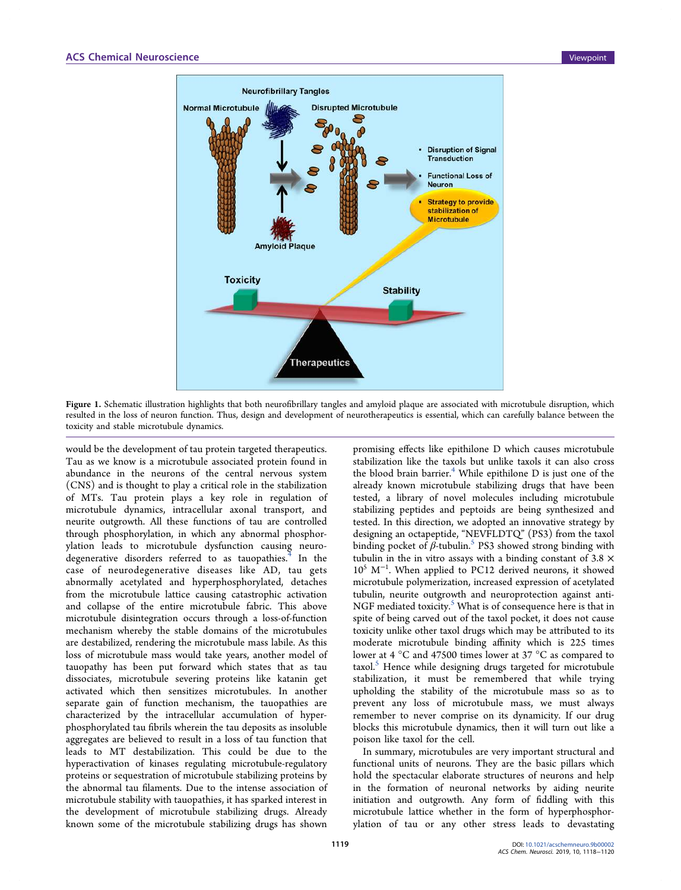Neurofibrillary Tangles

Normal Microtubule

Disrupted Microtubule

- Disruption of Signal Transduction
- Functional Loss of Neuron
- Strategy to provide stabilization of Microtubule

Amyloid Plaque

Toxicity

Stability

Therapeutics

Figure 1. Schematic illustration highlights that both neurofibrillary tangles and amyloid plaque are associated with microtubule disruption, which resulted in the loss of neuron function. Thus, design and development of neurotherapeutics is essential, which can carefully balance between the toxicity and stable microtubule dynamics.

would be the development of tau protein targeted therapeutics. Tau as we know is a microtubule associated protein found in abundance in the neurons of the central nervous system (CNS) and is thought to play a critical role in the stabilization of MTs. Tau protein plays a key role in regulation of microtubule dynamics, intracellular axonal transport, and neurite outgrowth. All these functions of tau are controlled through phosphorylation, in which any abnormal phosphorylation leads to microtubule dysfunction causing neurodegenerative disorders referred to as tauopathies.[4] In the case of neurodegenerative diseases like AD, tau gets abnormally acetylated and hyperphosphorylated, detaches from the microtubule lattice causing catastrophic activation and collapse of the entire microtubule fabric. This above microtubule disintegration occurs through a loss-of-function mechanism whereby the stable domains of the microtubules are destabilized, rendering the microtubule mass labile. As this loss of microtubule mass would take years, another model of tauopathy has been put forward which states that as tau dissociates, microtubule severing proteins like katanin get activated which then sensitizes microtubules. In another separate gain of function mechanism, the tauopathies are characterized by the intracellular accumulation of hyperphosphorylated tau fibrils wherein the tau deposits as insoluble aggregates are believed to result in a loss of tau function that leads to MT destabilization. This could be due to the hyperactivation of kinases regulating microtubule-regulatory proteins or sequestration of microtubule stabilizing proteins by the abnormal tau filaments. Due to the intense association of microtubule stability with tauopathies, it has sparked interest in the development of microtubule stabilizing drugs. Already known some of the microtubule stabilizing drugs has shown promising effects like epithilone D which causes microtubule stabilization like the taxols but unlike taxols it can also cross the blood brain barrier.[4] While epithilone D is just one of the already known microtubule stabilizing drugs that have been tested, a library of novel molecules including microtubule stabilizing peptides and peptoids are being synthesized and tested. In this direction, we adopted an innovative strategy by designing an octapeptide, "NEVFLDTQ" (PS3) from the taxol binding pocket of $\beta$-tubulin.[5] PS3 showed strong binding with tubulin in the in vitro assays with a binding constant of $3.8 \times 10^5\ M^{-1}$. When applied to PC12 derived neurons, it showed microtubule polymerization, increased expression of acetylated tubulin, neurite outgrowth and neuroprotection against anti-NGF mediated toxicity.[5] What is of consequence here is that in spite of being carved out of the taxol pocket, it does not cause toxicity unlike other taxol drugs which may be attributed to its moderate microtubule binding affinity which is 225 times lower at 4 °C and 47500 times lower at 37 °C as compared to taxol.[5] Hence while designing drugs targeted for microtubule stabilization, it must be remembered that while trying upholding the stability of the microtubule mass so as to prevent any loss of microtubule mass, we must always remember to never comprise on its dynamicity. If our drug blocks this microtubule dynamics, then it will turn out like a poison like taxol for the cell.

In summary, microtubules are very important structural and functional units of neurons. They are the basic pillars which hold the spectacular elaborate structures of neurons and help in the formation of neuronal networks by aiding neurite initiation and outgrowth. Any form of fiddling with this microtubule lattice whether in the form of hyperphosphorylation of tau or any other stress leads to devastating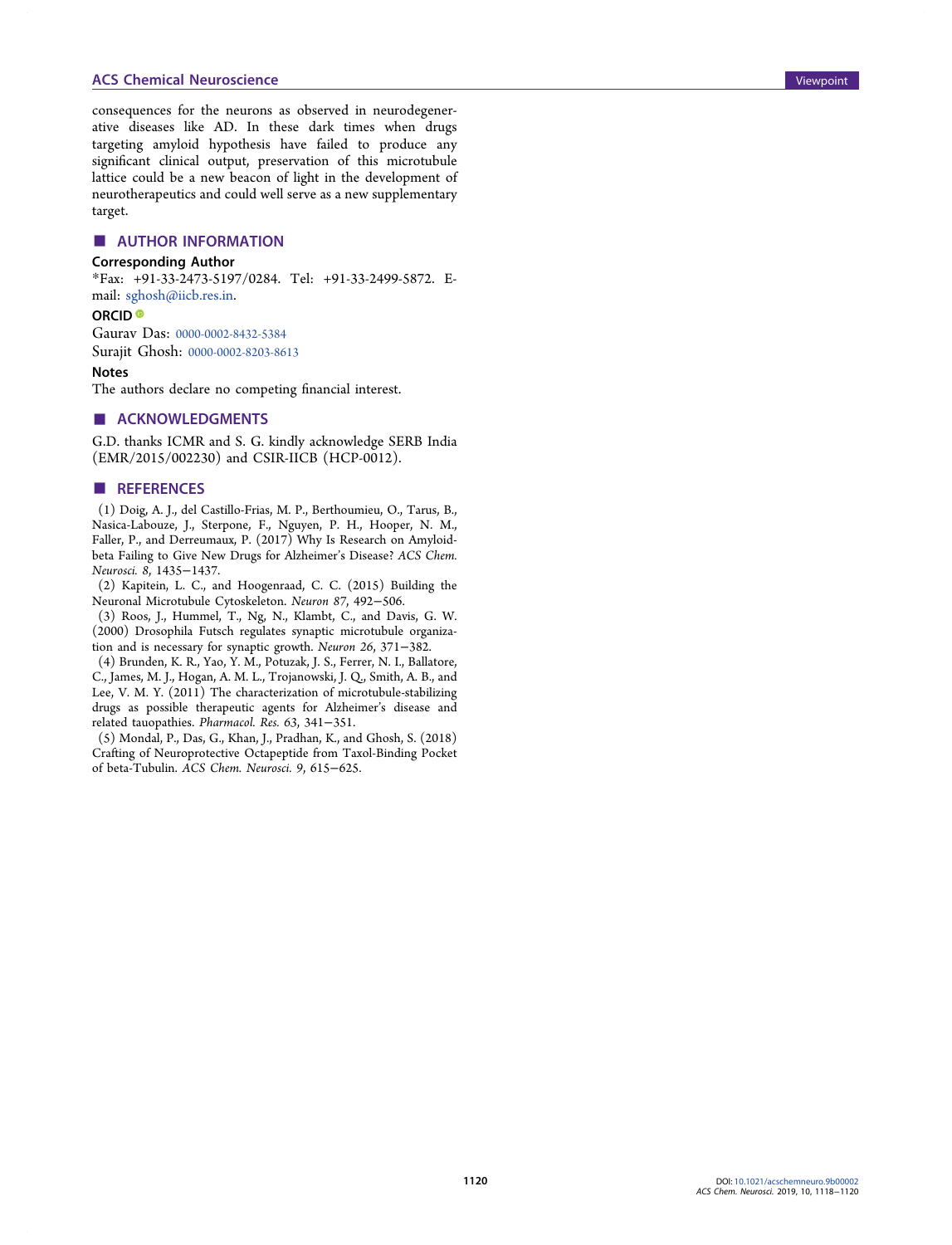consequences for the neurons as observed in neurodegenerative diseases like AD. In these dark times when drugs targeting amyloid hypothesis have failed to produce any significant clinical output, preservation of this microtubule lattice could be a new beacon of light in the development of neurotherapeutics and could well serve as a new supplementary target.

## ■ AUTHOR INFORMATION

### Corresponding Author

*Fax: +91-33-2473-5197/0284. Tel: +91-33-2499-5872. E-mail: sghosh@iicb.res.in.

### ORCID

Gaurav Das: 0000-0002-8432-5384

Surajit Ghosh: 0000-0002-8203-8613

### Notes

The authors declare no competing financial interest.

## ■ ACKNOWLEDGMENTS

G.D. thanks ICMR and S. G. kindly acknowledge SERB India (EMR/2015/002230) and CSIR-IICB (HCP-0012).

## ■ REFERENCES

(1) Doig, A. J., del Castillo-Frias, M. P., Berthoumieu, O., Tarus, B., Nasica-Labouze, J., Sterpone, F., Nguyen, P. H., Hooper, N. M., Faller, P., and Derreumaux, P. (2017) Why Is Research on Amyloid-beta Failing to Give New Drugs for Alzheimer's Disease? *ACS Chem. Neurosci. 8*, 1435−1437.

(2) Kapitein, L. C., and Hoogenraad, C. C. (2015) Building the Neuronal Microtubule Cytoskeleton. *Neuron 87*, 492−506.

(3) Roos, J., Hummel, T., Ng, N., Klambt, C., and Davis, G. W. (2000) Drosophila Futsch regulates synaptic microtubule organization and is necessary for synaptic growth. *Neuron 26*, 371−382.

(4) Brunden, K. R., Yao, Y. M., Potuzak, J. S., Ferrer, N. I., Ballatore, C., James, M. J., Hogan, A. M. L., Trojanowski, J. Q., Smith, A. B., and Lee, V. M. Y. (2011) The characterization of microtubule-stabilizing drugs as possible therapeutic agents for Alzheimer's disease and related tauopathies. *Pharmacol. Res. 63*, 341−351.

(5) Mondal, P., Das, G., Khan, J., Pradhan, K., and Ghosh, S. (2018) Crafting of Neuroprotective Octapeptide from Taxol-Binding Pocket of beta-Tubulin. *ACS Chem. Neurosci. 9*, 615−625.